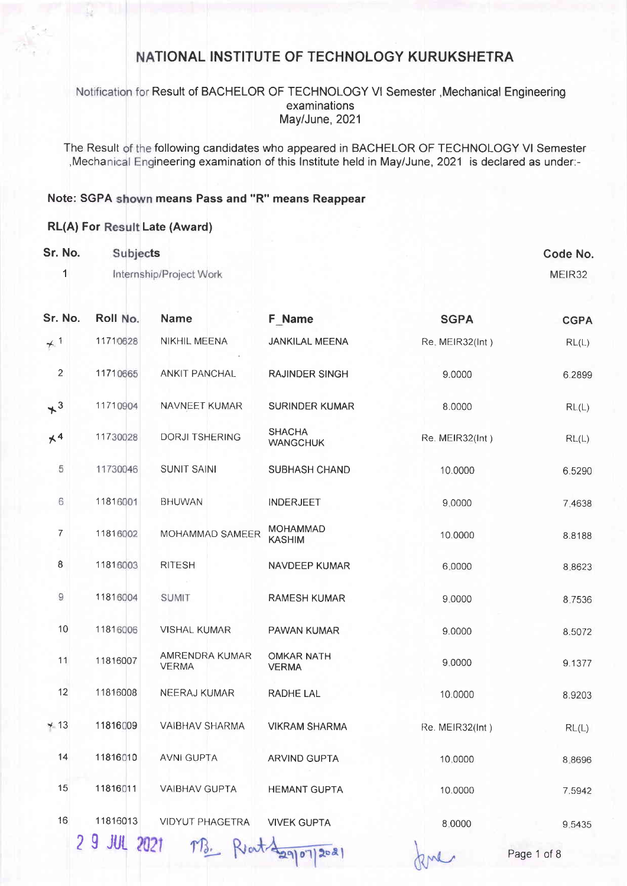# NATIONAL INSTITUTE OF TECHNOLOGY KURUKSHETRA

Notification for Result of BACHELOR OF TECHNOLOGY VI Semester ,Mechanical Engineering examinations
May/June, 2021

The Result of the following candidates who appeared in BACHELOR OF TECHNOLOGY VI Semester ,Mechanical Engineering examination of this Institute held in May/June, 2021 is declared as under:-

**Note: SGPA shown means Pass and "R" means Reappear**

**RL(A) For Result Late (Award)**

| Sr. No. | Subjects | Code No. |
|---|---|---|
| 1 | Internship/Project Work | MEIR32 |

| Sr. No. | Roll No. | Name | F_Name | SGPA | CGPA |
|---|---|---|---|---|---|
| 1 | 11710628 | NIKHIL MEENA | JANKILAL MEENA | Re. MEIR32(Int ) | RL(L) |
| 2 | 11710665 | ANKIT PANCHAL | RAJINDER SINGH | 9.0000 | 6.2899 |
| 3 | 11710904 | NAVNEET KUMAR | SURINDER KUMAR | 8.0000 | RL(L) |
| 4 | 11730028 | DORJI TSHERING | SHACHA WANGCHUK | Re. MEIR32(Int ) | RL(L) |
| 5 | 11730046 | SUNIT SAINI | SUBHASH CHAND | 10.0000 | 6.5290 |
| 6 | 11816001 | BHUWAN | INDERJEET | 9.0000 | 7.4638 |
| 7 | 11816002 | MOHAMMAD SAMEER | MOHAMMAD KASHIM | 10.0000 | 8.8188 |
| 8 | 11816003 | RITESH | NAVDEEP KUMAR | 6.0000 | 8.8623 |
| 9 | 11816004 | SUMIT | RAMESH KUMAR | 9.0000 | 8.7536 |
| 10 | 11816006 | VISHAL KUMAR | PAWAN KUMAR | 9.0000 | 8.5072 |
| 11 | 11816007 | AMRENDRA KUMAR VERMA | OMKAR NATH VERMA | 9.0000 | 9.1377 |
| 12 | 11816008 | NEERAJ KUMAR | RADHE LAL | 10.0000 | 8.9203 |
| 13 | 11816009 | VAIBHAV SHARMA | VIKRAM SHARMA | Re. MEIR32(Int ) | RL(L) |
| 14 | 11816010 | AVNI GUPTA | ARVIND GUPTA | 10.0000 | 8.8696 |
| 15 | 11816011 | VAIBHAV GUPTA | HEMANT GUPTA | 10.0000 | 7.5942 |
| 16 | 11816013 | VIDYUT PHAGETRA | VIVEK GUPTA | 8.0000 | 9.5435 |

29 JUL 2021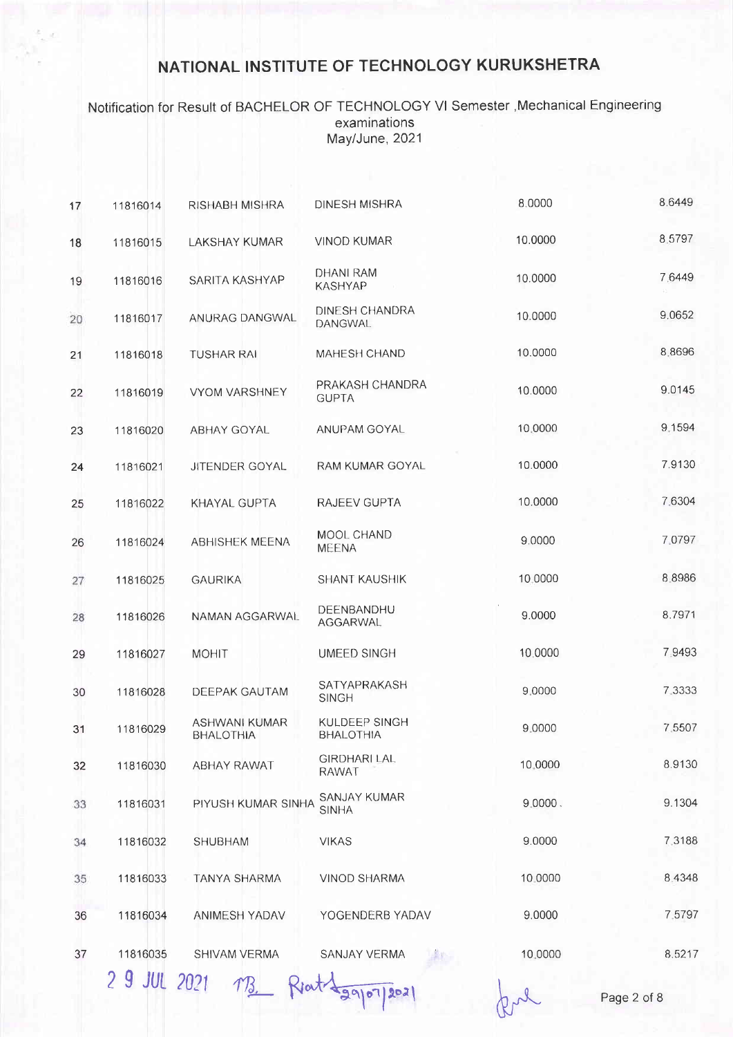# NATIONAL INSTITUTE OF TECHNOLOGY KURUKSHETRA

Notification for Result of BACHELOR OF TECHNOLOGY VI Semester ,Mechanical Engineering examinations May/June, 2021

| | | | | | |
|---|---|---|---|---|---|
| 17 | 11816014 | RISHABH MISHRA | DINESH MISHRA | 8.0000 | 8.6449 |
| 18 | 11816015 | LAKSHAY KUMAR | VINOD KUMAR | 10.0000 | 8.5797 |
| 19 | 11816016 | SARITA KASHYAP | DHANI RAM KASHYAP | 10.0000 | 7.6449 |
| 20 | 11816017 | ANURAG DANGWAL | DINESH CHANDRA DANGWAL | 10.0000 | 9.0652 |
| 21 | 11816018 | TUSHAR RAI | MAHESH CHAND | 10.0000 | 8.8696 |
| 22 | 11816019 | VYOM VARSHNEY | PRAKASH CHANDRA GUPTA | 10.0000 | 9.0145 |
| 23 | 11816020 | ABHAY GOYAL | ANUPAM GOYAL | 10.0000 | 9.1594 |
| 24 | 11816021 | JITENDER GOYAL | RAM KUMAR GOYAL | 10.0000 | 7.9130 |
| 25 | 11816022 | KHAYAL GUPTA | RAJEEV GUPTA | 10.0000 | 7.6304 |
| 26 | 11816024 | ABHISHEK MEENA | MOOL CHAND MEENA | 9.0000 | 7.0797 |
| 27 | 11816025 | GAURIKA | SHANT KAUSHIK | 10.0000 | 8.8986 |
| 28 | 11816026 | NAMAN AGGARWAL | DEENBANDHU AGGARWAL | 9.0000 | 8.7971 |
| 29 | 11816027 | MOHIT | UMEED SINGH | 10.0000 | 7.9493 |
| 30 | 11816028 | DEEPAK GAUTAM | SATYAPRAKASH SINGH | 9.0000 | 7.3333 |
| 31 | 11816029 | ASHWANI KUMAR BHALOTHIA | KULDEEP SINGH BHALOTHIA | 9.0000 | 7.5507 |
| 32 | 11816030 | ABHAY RAWAT | GIRDHARI LAL RAWAT | 10.0000 | 8.9130 |
| 33 | 11816031 | PIYUSH KUMAR SINHA | SANJAY KUMAR SINHA | 9.0000 | 9.1304 |
| 34 | 11816032 | SHUBHAM | VIKAS | 9.0000 | 7.3188 |
| 35 | 11816033 | TANYA SHARMA | VINOD SHARMA | 10.0000 | 8.4348 |
| 36 | 11816034 | ANIMESH YADAV | YOGENDERB YADAV | 9.0000 | 7.5797 |
| 37 | 11816035 | SHIVAM VERMA | SANJAY VERMA | 10.0000 | 8.5217 |

29 JUL 2021 MB Rvat 29/07/2021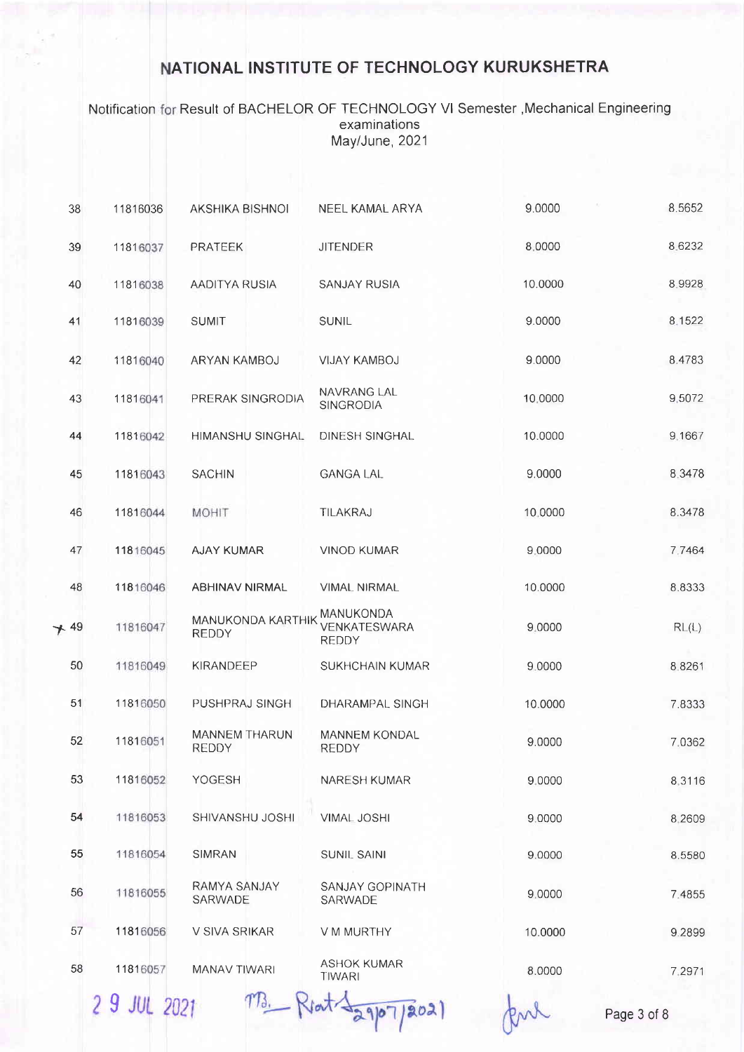# NATIONAL INSTITUTE OF TECHNOLOGY KURUKSHETRA

Notification for Result of BACHELOR OF TECHNOLOGY VI Semester ,Mechanical Engineering examinations May/June, 2021

| | | | | | |
|---|---|---|---|---|---|
| 38 | 11816036 | AKSHIKA BISHNOI | NEEL KAMAL ARYA | 9.0000 | 8.5652 |
| 39 | 11816037 | PRATEEK | JITENDER | 8.0000 | 8.6232 |
| 40 | 11816038 | AADITYA RUSIA | SANJAY RUSIA | 10.0000 | 8.9928 |
| 41 | 11816039 | SUMIT | SUNIL | 9.0000 | 8.1522 |
| 42 | 11816040 | ARYAN KAMBOJ | VIJAY KAMBOJ | 9.0000 | 8.4783 |
| 43 | 11816041 | PRERAK SINGRODIA | NAVRANG LAL SINGRODIA | 10.0000 | 9.5072 |
| 44 | 11816042 | HIMANSHU SINGHAL | DINESH SINGHAL | 10.0000 | 9.1667 |
| 45 | 11816043 | SACHIN | GANGA LAL | 9.0000 | 8.3478 |
| 46 | 11816044 | MOHIT | TILAKRAJ | 10.0000 | 8.3478 |
| 47 | 11816045 | AJAY KUMAR | VINOD KUMAR | 9.0000 | 7.7464 |
| 48 | 11816046 | ABHINAV NIRMAL | VIMAL NIRMAL | 10.0000 | 8.8333 |
| 49 | 11816047 | MANUKONDA KARTHIK REDDY | MANUKONDA VENKATESWARA REDDY | 9.0000 | RL(L) |
| 50 | 11816049 | KIRANDEEP | SUKHCHAIN KUMAR | 9.0000 | 8.8261 |
| 51 | 11816050 | PUSHPRAJ SINGH | DHARAMPAL SINGH | 10.0000 | 7.8333 |
| 52 | 11816051 | MANNEM THARUN REDDY | MANNEM KONDAL REDDY | 9.0000 | 7.0362 |
| 53 | 11816052 | YOGESH | NARESH KUMAR | 9.0000 | 8.3116 |
| 54 | 11816053 | SHIVANSHU JOSHI | VIMAL JOSHI | 9.0000 | 8.2609 |
| 55 | 11816054 | SIMRAN | SUNIL SAINI | 9.0000 | 8.5580 |
| 56 | 11816055 | RAMYA SANJAY SARWADE | SANJAY GOPINATH SARWADE | 9.0000 | 7.4855 |
| 57 | 11816056 | V SIVA SRIKAR | V M MURTHY | 10.0000 | 9.2899 |
| 58 | 11816057 | MANAV TIWARI | ASHOK KUMAR TIWARI | 8.0000 | 7.2971 |

29 JUL 2021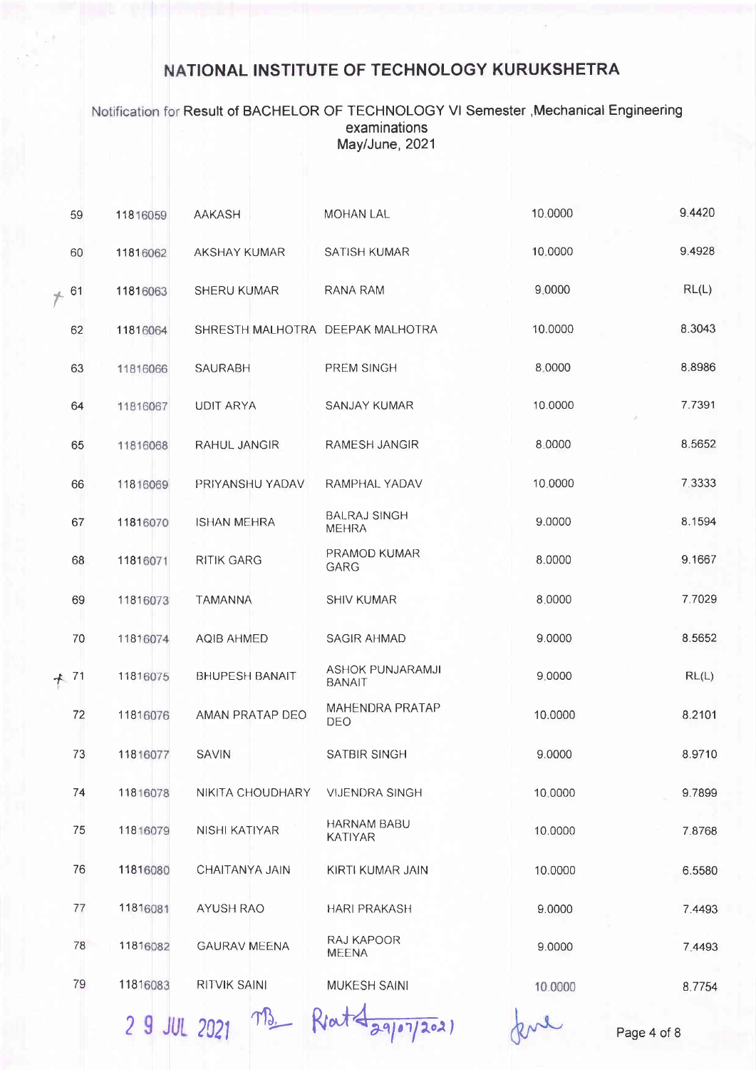# NATIONAL INSTITUTE OF TECHNOLOGY KURUKSHETRA

Notification for Result of BACHELOR OF TECHNOLOGY VI Semester ,Mechanical Engineering examinations
May/June, 2021

| | | | | | |
|---|---|---|---|---|---|
| 59 | 11816059 | AAKASH | MOHAN LAL | 10.0000 | 9.4420 |
| 60 | 11816062 | AKSHAY KUMAR | SATISH KUMAR | 10.0000 | 9.4928 |
| 61 | 11816063 | SHERU KUMAR | RANA RAM | 9.0000 | RL(L) |
| 62 | 11816064 | SHRESTH MALHOTRA | DEEPAK MALHOTRA | 10.0000 | 8.3043 |
| 63 | 11816066 | SAURABH | PREM SINGH | 8.0000 | 8.8986 |
| 64 | 11816067 | UDIT ARYA | SANJAY KUMAR | 10.0000 | 7.7391 |
| 65 | 11816068 | RAHUL JANGIR | RAMESH JANGIR | 8.0000 | 8.5652 |
| 66 | 11816069 | PRIYANSHU YADAV | RAMPHAL YADAV | 10.0000 | 7.3333 |
| 67 | 11816070 | ISHAN MEHRA | BALRAJ SINGH MEHRA | 9.0000 | 8.1594 |
| 68 | 11816071 | RITIK GARG | PRAMOD KUMAR GARG | 8.0000 | 9.1667 |
| 69 | 11816073 | TAMANNA | SHIV KUMAR | 8.0000 | 7.7029 |
| 70 | 11816074 | AQIB AHMED | SAGIR AHMAD | 9.0000 | 8.5652 |
| 71 | 11816075 | BHUPESH BANAIT | ASHOK PUNJARAMJI BANAIT | 9.0000 | RL(L) |
| 72 | 11816076 | AMAN PRATAP DEO | MAHENDRA PRATAP DEO | 10.0000 | 8.2101 |
| 73 | 11816077 | SAVIN | SATBIR SINGH | 9.0000 | 8.9710 |
| 74 | 11816078 | NIKITA CHOUDHARY | VIJENDRA SINGH | 10.0000 | 9.7899 |
| 75 | 11816079 | NISHI KATIYAR | HARNAM BABU KATIYAR | 10.0000 | 7.8768 |
| 76 | 11816080 | CHAITANYA JAIN | KIRTI KUMAR JAIN | 10.0000 | 6.5580 |
| 77 | 11816081 | AYUSH RAO | HARI PRAKASH | 9.0000 | 7.4493 |
| 78 | 11816082 | GAURAV MEENA | RAJ KAPOOR MEENA | 9.0000 | 7.4493 |
| 79 | 11816083 | RITVIK SAINI | MUKESH SAINI | 10.0000 | 8.7754 |

29 JUL 2021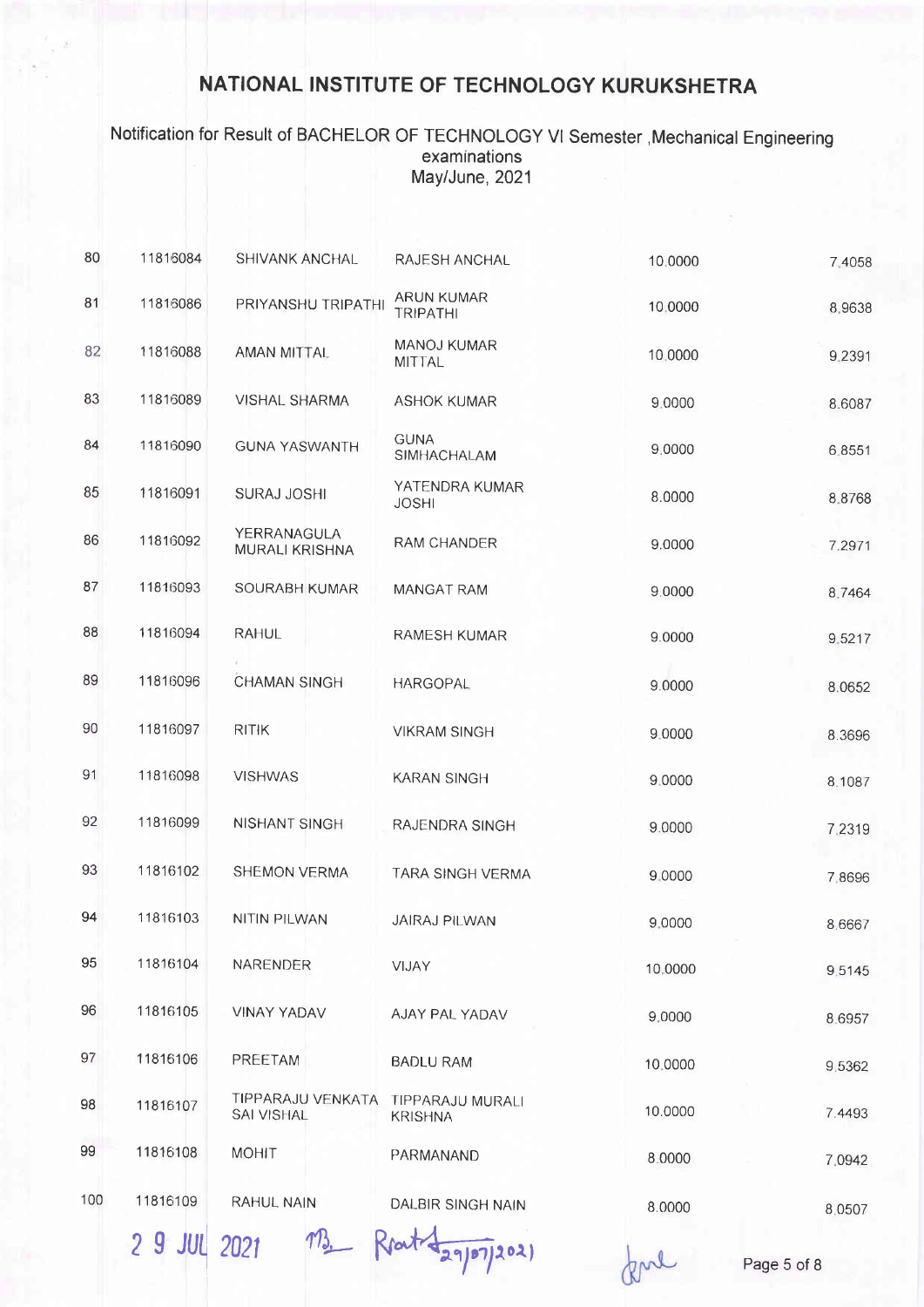# NATIONAL INSTITUTE OF TECHNOLOGY KURUKSHETRA

Notification for Result of BACHELOR OF TECHNOLOGY VI Semester ,Mechanical Engineering examinations
May/June, 2021

| | | | | | |
|---|---|---|---|---|---|
| 80 | 11816084 | SHIVANK ANCHAL | RAJESH ANCHAL | 10.0000 | 7.4058 |
| 81 | 11816086 | PRIYANSHU TRIPATHI | ARUN KUMAR TRIPATHI | 10.0000 | 8.9638 |
| 82 | 11816088 | AMAN MITTAL | MANOJ KUMAR MITTAL | 10.0000 | 9.2391 |
| 83 | 11816089 | VISHAL SHARMA | ASHOK KUMAR | 9.0000 | 8.6087 |
| 84 | 11816090 | GUNA YASWANTH | GUNA SIMHACHALAM | 9.0000 | 6.8551 |
| 85 | 11816091 | SURAJ JOSHI | YATENDRA KUMAR JOSHI | 8.0000 | 8.8768 |
| 86 | 11816092 | YERRANAGULA MURALI KRISHNA | RAM CHANDER | 9.0000 | 7.2971 |
| 87 | 11816093 | SOURABH KUMAR | MANGAT RAM | 9.0000 | 8.7464 |
| 88 | 11816094 | RAHUL | RAMESH KUMAR | 9.0000 | 9.5217 |
| 89 | 11816096 | CHAMAN SINGH | HARGOPAL | 9.0000 | 8.0652 |
| 90 | 11816097 | RITIK | VIKRAM SINGH | 9.0000 | 8.3696 |
| 91 | 11816098 | VISHWAS | KARAN SINGH | 9.0000 | 8.1087 |
| 92 | 11816099 | NISHANT SINGH | RAJENDRA SINGH | 9.0000 | 7.2319 |
| 93 | 11816102 | SHEMON VERMA | TARA SINGH VERMA | 9.0000 | 7.8696 |
| 94 | 11816103 | NITIN PILWAN | JAIRAJ PILWAN | 9.0000 | 8.6667 |
| 95 | 11816104 | NARENDER | VIJAY | 10.0000 | 9.5145 |
| 96 | 11816105 | VINAY YADAV | AJAY PAL YADAV | 9.0000 | 8.6957 |
| 97 | 11816106 | PREETAM | BADLU RAM | 10.0000 | 9.5362 |
| 98 | 11816107 | TIPPARAJU VENKATA SAI VISHAL | TIPPARAJU MURALI KRISHNA | 10.0000 | 7.4493 |
| 99 | 11816108 | MOHIT | PARMANAND | 8.0000 | 7.0942 |
| 100 | 11816109 | RAHUL NAIN | DALBIR SINGH NAIN | 8.0000 | 8.0507 |

29 JUL 2021 (signatures) 29/07/2021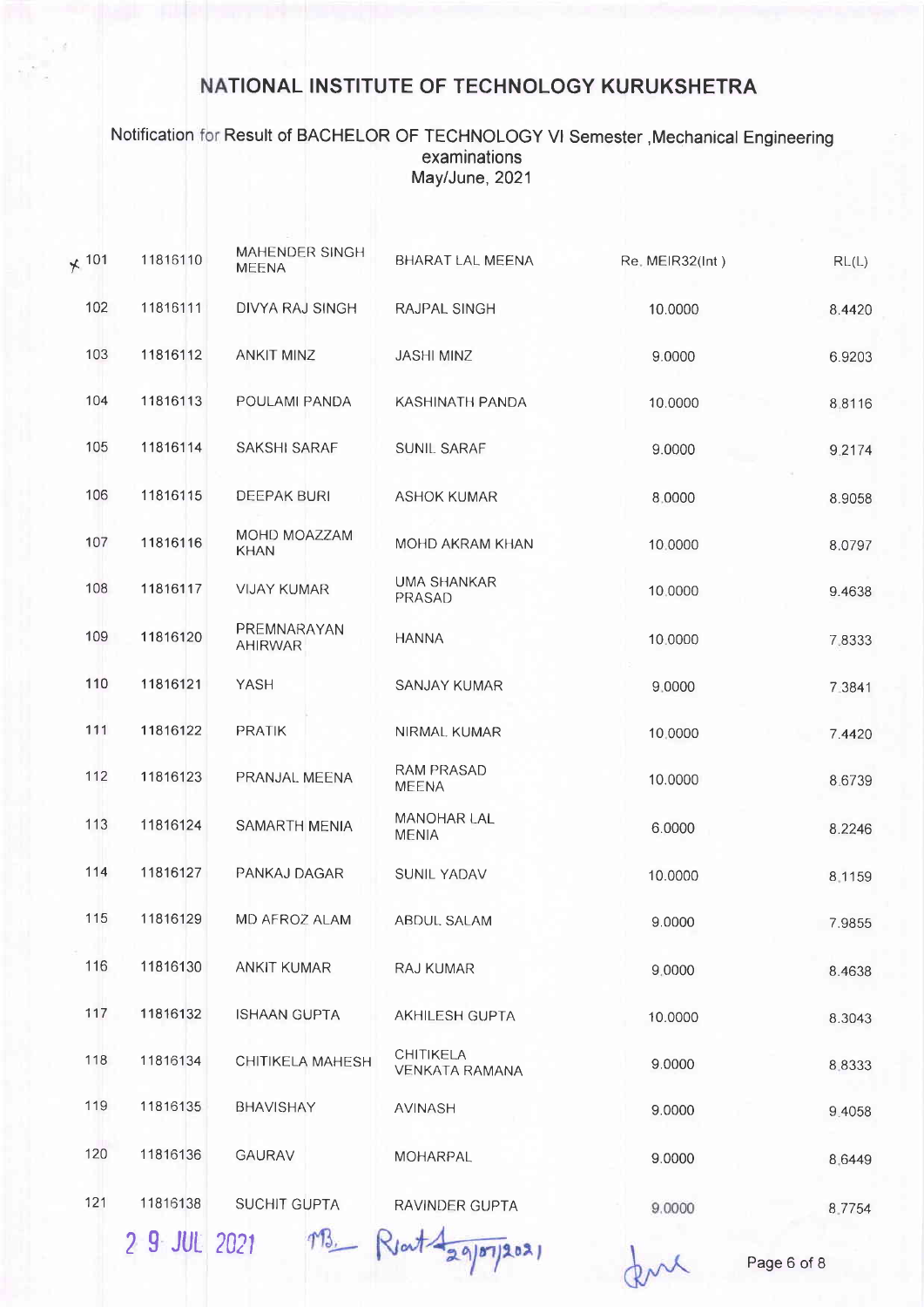# NATIONAL INSTITUTE OF TECHNOLOGY KURUKSHETRA

Notification for Result of BACHELOR OF TECHNOLOGY VI Semester ,Mechanical Engineering examinations May/June, 2021

| | | | | | |
|---|---|---|---|---|---|
| * 101 | 11816110 | MAHENDER SINGH MEENA | BHARAT LAL MEENA | Re. MEIR32(Int ) | RL(L) |
| 102 | 11816111 | DIVYA RAJ SINGH | RAJPAL SINGH | 10.0000 | 8.4420 |
| 103 | 11816112 | ANKIT MINZ | JASHI MINZ | 9.0000 | 6.9203 |
| 104 | 11816113 | POULAMI PANDA | KASHINATH PANDA | 10.0000 | 8.8116 |
| 105 | 11816114 | SAKSHI SARAF | SUNIL SARAF | 9.0000 | 9.2174 |
| 106 | 11816115 | DEEPAK BURI | ASHOK KUMAR | 8.0000 | 8.9058 |
| 107 | 11816116 | MOHD MOAZZAM KHAN | MOHD AKRAM KHAN | 10.0000 | 8.0797 |
| 108 | 11816117 | VIJAY KUMAR | UMA SHANKAR PRASAD | 10.0000 | 9.4638 |
| 109 | 11816120 | PREMNARAYAN AHIRWAR | HANNA | 10.0000 | 7.8333 |
| 110 | 11816121 | YASH | SANJAY KUMAR | 9.0000 | 7.3841 |
| 111 | 11816122 | PRATIK | NIRMAL KUMAR | 10.0000 | 7.4420 |
| 112 | 11816123 | PRANJAL MEENA | RAM PRASAD MEENA | 10.0000 | 8.6739 |
| 113 | 11816124 | SAMARTH MENIA | MANOHAR LAL MENIA | 6.0000 | 8.2246 |
| 114 | 11816127 | PANKAJ DAGAR | SUNIL YADAV | 10.0000 | 8.1159 |
| 115 | 11816129 | MD AFROZ ALAM | ABDUL SALAM | 9.0000 | 7.9855 |
| 116 | 11816130 | ANKIT KUMAR | RAJ KUMAR | 9.0000 | 8.4638 |
| 117 | 11816132 | ISHAAN GUPTA | AKHILESH GUPTA | 10.0000 | 8.3043 |
| 118 | 11816134 | CHITIKELA MAHESH | CHITIKELA VENKATA RAMANA | 9.0000 | 8.8333 |
| 119 | 11816135 | BHAVISHAY | AVINASH | 9.0000 | 9.4058 |
| 120 | 11816136 | GAURAV | MOHARPAL | 9.0000 | 8.6449 |
| 121 | 11816138 | SUCHIT GUPTA | RAVINDER GUPTA | 9.0000 | 8.7754 |

29 JUL 2021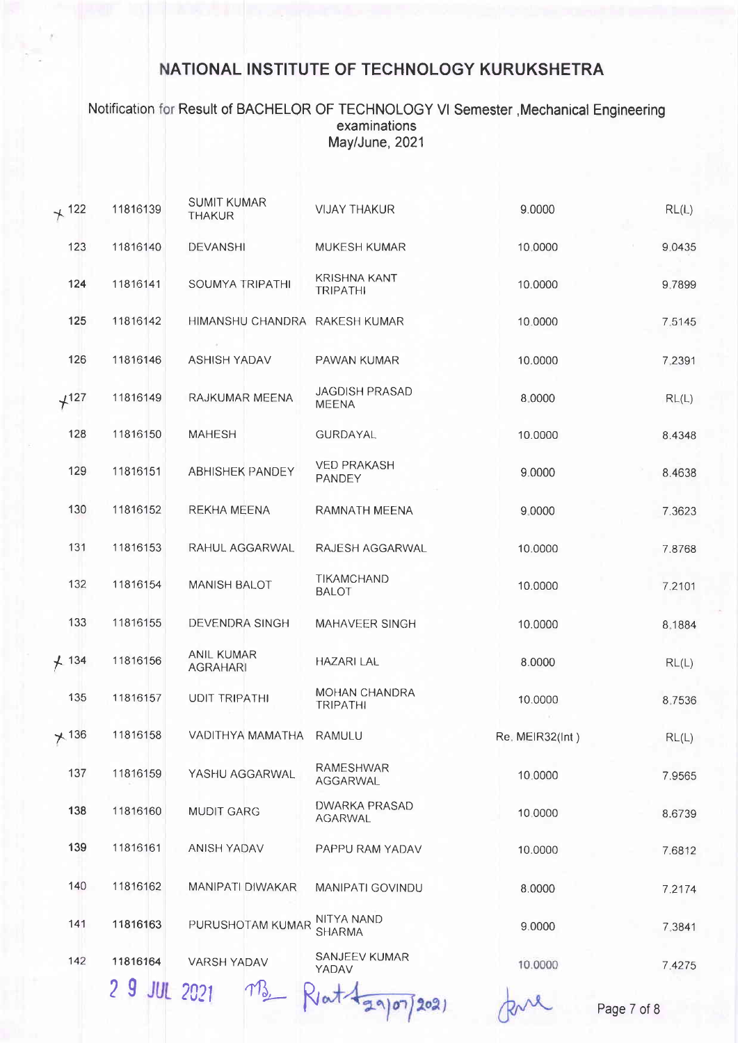# NATIONAL INSTITUTE OF TECHNOLOGY KURUKSHETRA

Notification for Result of BACHELOR OF TECHNOLOGY VI Semester ,Mechanical Engineering examinations May/June, 2021

| | | | | | |
|---|---|---|---|---|---|
| ✗ 122 | 11816139 | SUMIT KUMAR THAKUR | VIJAY THAKUR | 9.0000 | RL(L) |
| 123 | 11816140 | DEVANSHI | MUKESH KUMAR | 10.0000 | 9.0435 |
| 124 | 11816141 | SOUMYA TRIPATHI | KRISHNA KANT TRIPATHI | 10.0000 | 9.7899 |
| 125 | 11816142 | HIMANSHU CHANDRA | RAKESH KUMAR | 10.0000 | 7.5145 |
| 126 | 11816146 | ASHISH YADAV | PAWAN KUMAR | 10.0000 | 7.2391 |
| ✗ 127 | 11816149 | RAJKUMAR MEENA | JAGDISH PRASAD MEENA | 8.0000 | RL(L) |
| 128 | 11816150 | MAHESH | GURDAYAL | 10.0000 | 8.4348 |
| 129 | 11816151 | ABHISHEK PANDEY | VED PRAKASH PANDEY | 9.0000 | 8.4638 |
| 130 | 11816152 | REKHA MEENA | RAMNATH MEENA | 9.0000 | 7.3623 |
| 131 | 11816153 | RAHUL AGGARWAL | RAJESH AGGARWAL | 10.0000 | 7.8768 |
| 132 | 11816154 | MANISH BALOT | TIKAMCHAND BALOT | 10.0000 | 7.2101 |
| 133 | 11816155 | DEVENDRA SINGH | MAHAVEER SINGH | 10.0000 | 8.1884 |
| ✗ 134 | 11816156 | ANIL KUMAR AGRAHARI | HAZARI LAL | 8.0000 | RL(L) |
| 135 | 11816157 | UDIT TRIPATHI | MOHAN CHANDRA TRIPATHI | 10.0000 | 8.7536 |
| ✗ 136 | 11816158 | VADITHYA MAMATHA | RAMULU | Re. MEIR32(Int ) | RL(L) |
| 137 | 11816159 | YASHU AGGARWAL | RAMESHWAR AGGARWAL | 10.0000 | 7.9565 |
| 138 | 11816160 | MUDIT GARG | DWARKA PRASAD AGARWAL | 10.0000 | 8.6739 |
| 139 | 11816161 | ANISH YADAV | PAPPU RAM YADAV | 10.0000 | 7.6812 |
| 140 | 11816162 | MANIPATI DIWAKAR | MANIPATI GOVINDU | 8.0000 | 7.2174 |
| 141 | 11816163 | PURUSHOTAM KUMAR | NITYA NAND SHARMA | 9.0000 | 7.3841 |
| 142 | 11816164 | VARSH YADAV | SANJEEV KUMAR YADAV | 10.0000 | 7.4275 |

29 JUL 2021 MB Riat 29/07/2021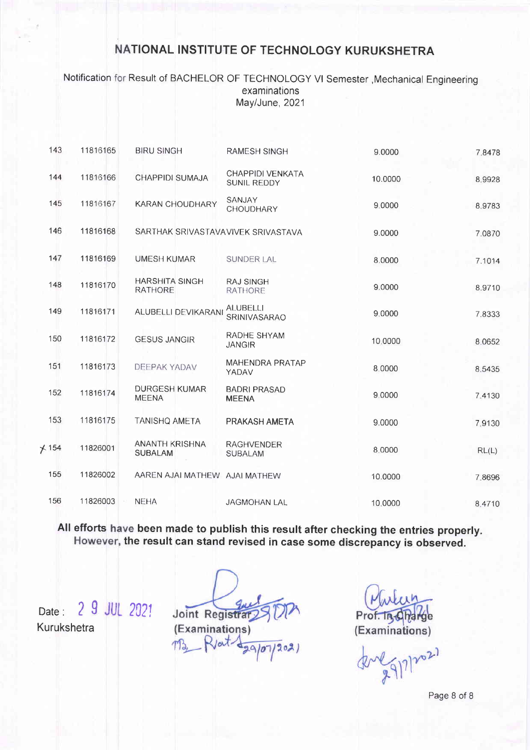# NATIONAL INSTITUTE OF TECHNOLOGY KURUKSHETRA

Notification for Result of BACHELOR OF TECHNOLOGY VI Semester ,Mechanical Engineering examinations
May/June, 2021

| | | | | | |
|---|---|---|---|---|---|
| 143 | 11816165 | BIRU SINGH | RAMESH SINGH | 9.0000 | 7.8478 |
| 144 | 11816166 | CHAPPIDI SUMAJA | CHAPPIDI VENKATA SUNIL REDDY | 10.0000 | 8.9928 |
| 145 | 11816167 | KARAN CHOUDHARY | SANJAY CHOUDHARY | 9.0000 | 8.9783 |
| 146 | 11816168 | SARTHAK SRIVASTAVA | VIVEK SRIVASTAVA | 9.0000 | 7.0870 |
| 147 | 11816169 | UMESH KUMAR | SUNDER LAL | 8.0000 | 7.1014 |
| 148 | 11816170 | HARSHITA SINGH RATHORE | RAJ SINGH RATHORE | 9.0000 | 8.9710 |
| 149 | 11816171 | ALUBELLI DEVIKARANI | ALUBELLI SRINIVASARAO | 9.0000 | 7.8333 |
| 150 | 11816172 | GESUS JANGIR | RADHE SHYAM JANGIR | 10.0000 | 8.0652 |
| 151 | 11816173 | DEEPAK YADAV | MAHENDRA PRATAP YADAV | 8.0000 | 8.5435 |
| 152 | 11816174 | DURGESH KUMAR MEENA | BADRI PRASAD MEENA | 9.0000 | 7.4130 |
| 153 | 11816175 | TANISHQ AMETA | PRAKASH AMETA | 9.0000 | 7.9130 |
| 154 | 11826001 | ANANTH KRISHNA SUBALAM | RAGHVENDER SUBALAM | 8.0000 | RL(L) |
| 155 | 11826002 | AAREN AJAI MATHEW | AJAI MATHEW | 10.0000 | 7.8696 |
| 156 | 11826003 | NEHA | JAGMOHAN LAL | 10.0000 | 8.4710 |

**All efforts have been made to publish this result after checking the entries properly. However, the result can stand revised in case some discrepancy is observed.**

Date : 29 JUL 2021
Kurukshetra

Joint Registrar
(Examinations)

Prof. In-Charge
(Examinations)